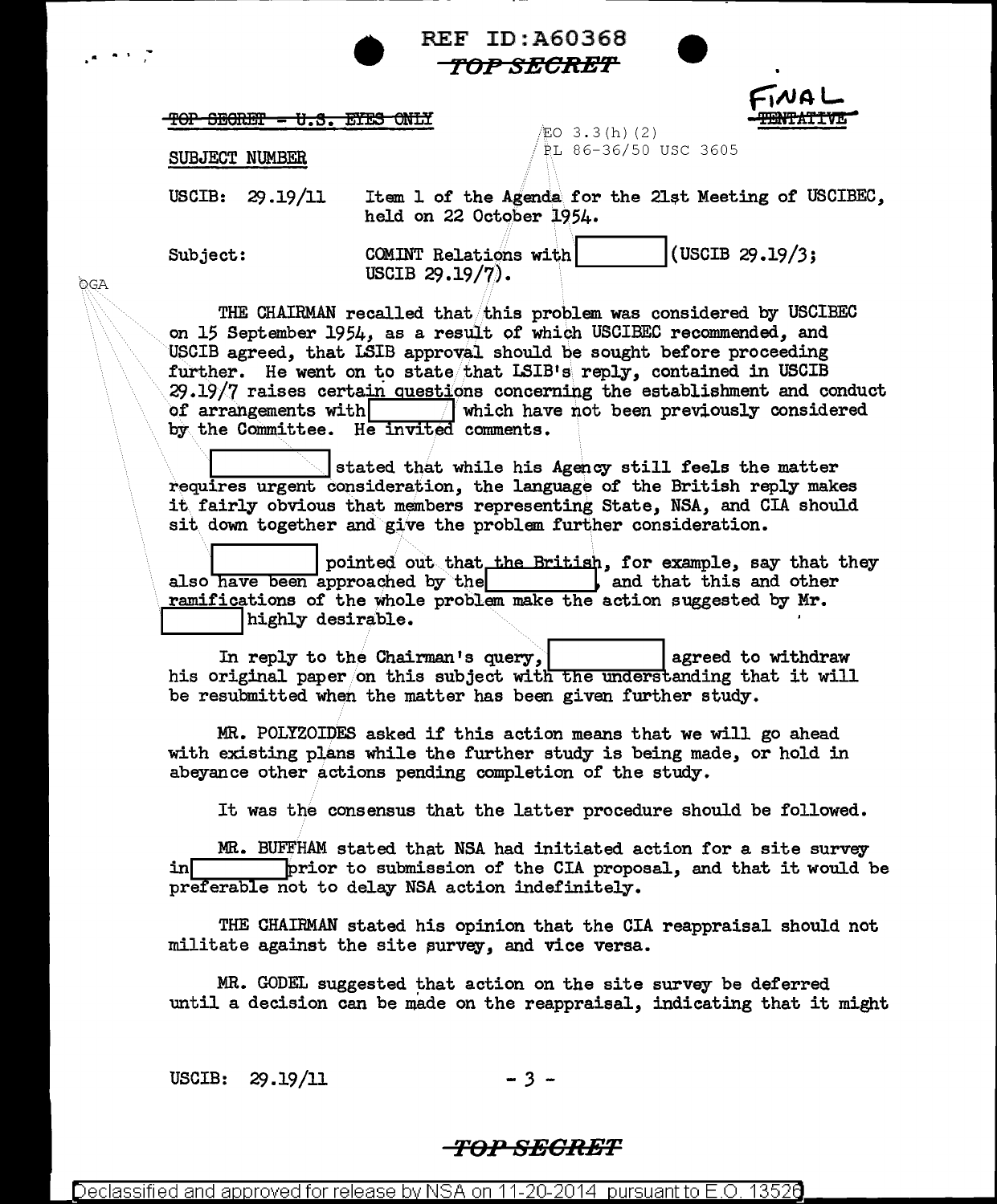TOP SECRET - U.S. EYES ONLY

FINAL

~~TENTATIVE~~

EO 3.3(h)(2)
PL 86-36/50 USC 3605

SUBJECT NUMBER

USCIB: 29.19/11 — Item 1 of the Agenda for the 21st Meeting of USCIBEC, held on 22 October 1954.

Subject: COMINT Relations with [          ] (USCIB 29.19/3; USCIB 29.19/7).

OGA

THE CHAIRMAN recalled that this problem was considered by USCIBEC on 15 September 1954, as a result of which USCIBEC recommended, and USCIB agreed, that LSIB approval should be sought before proceeding further. He went on to state that LSIB's reply, contained in USCIB 29.19/7 raises certain questions concerning the establishment and conduct of arrangements with [          ] which have not been previously considered by the Committee. He invited comments.

[          ] stated that while his Agency still feels the matter requires urgent consideration, the language of the British reply makes it fairly obvious that members representing State, NSA, and CIA should sit down together and give the problem further consideration.

[          ] pointed out that the British, for example, say that they also have been approached by the [          ], and that this and other ramifications of the whole problem make the action suggested by Mr. [          ] highly desirable.

In reply to the Chairman's query, [          ] agreed to withdraw his original paper on this subject with the understanding that it will be resubmitted when the matter has been given further study.

MR. POLYZOIDES asked if this action means that we will go ahead with existing plans while the further study is being made, or hold in abeyance other actions pending completion of the study.

It was the consensus that the latter procedure should be followed.

MR. BUFFHAM stated that NSA had initiated action for a site survey in [          ] prior to submission of the CIA proposal, and that it would be preferable not to delay NSA action indefinitely.

THE CHAIRMAN stated his opinion that the CIA reappraisal should not militate against the site survey, and vice versa.

MR. GODEL suggested that action on the site survey be deferred until a decision can be made on the reappraisal, indicating that it might

USCIB: 29.19/11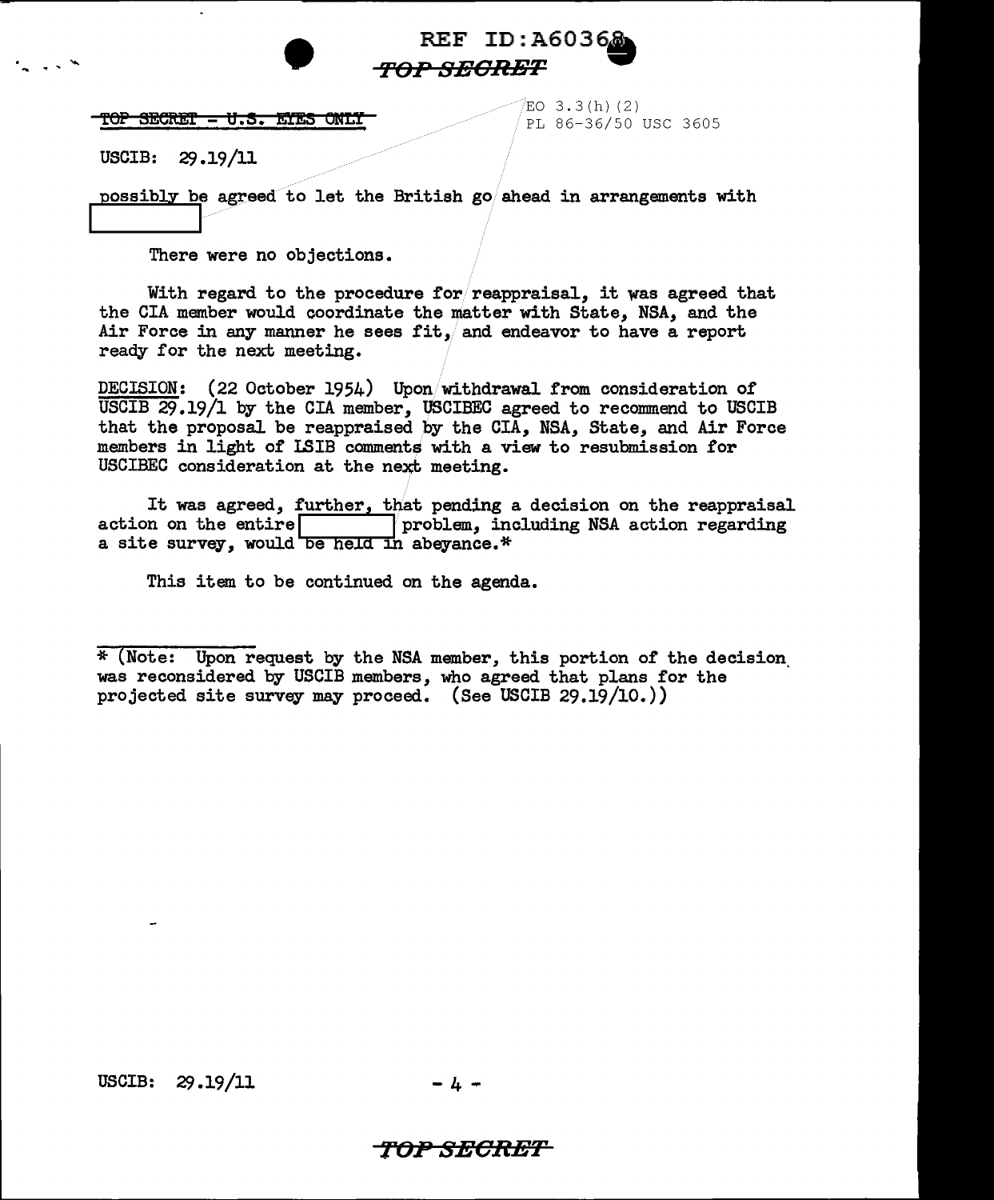TOP SECRET - U.S. EYES ONLY

EO 3.3(h)(2)
PL 86-36/50 USC 3605

USCIB: 29.19/11

possibly be agreed to let the British go ahead in arrangements with [redacted]

There were no objections.

With regard to the procedure for reappraisal, it was agreed that the CIA member would coordinate the matter with State, NSA, and the Air Force in any manner he sees fit, and endeavor to have a report ready for the next meeting.

DECISION: (22 October 1954) Upon withdrawal from consideration of USCIB 29.19/1 by the CIA member, USCIBEC agreed to recommend to USCIB that the proposal be reappraised by the CIA, NSA, State, and Air Force members in light of LSIB comments with a view to resubmission for USCIBEC consideration at the next meeting.

It was agreed, further, that pending a decision on the reappraisal action on the entire [redacted] problem, including NSA action regarding a site survey, would be held in abeyance.*

This item to be continued on the agenda.

---

* (Note: Upon request by the NSA member, this portion of the decision was reconsidered by USCIB members, who agreed that plans for the projected site survey may proceed. (See USCIB 29.19/10.))

USCIB: 29.19/11